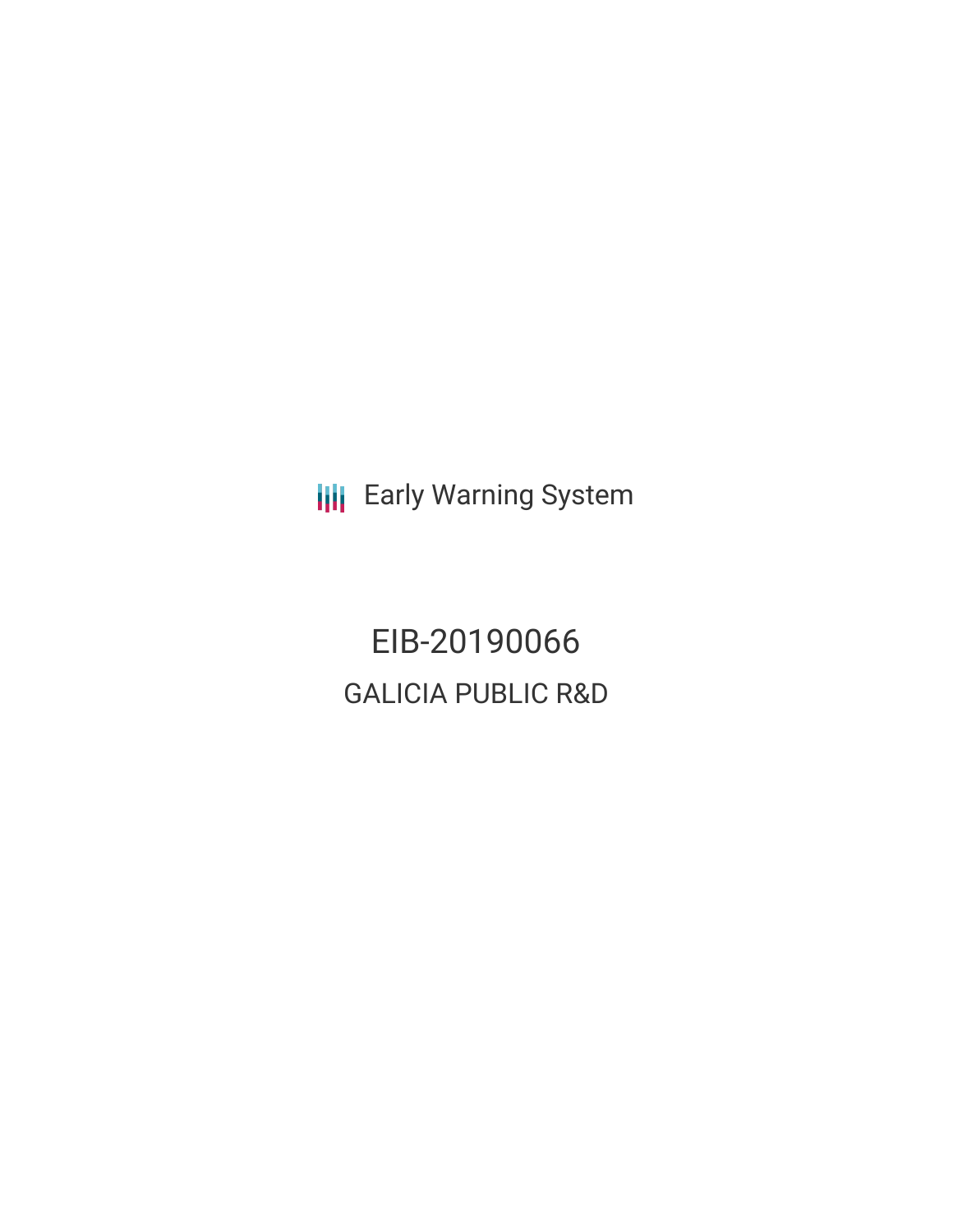Early Warning System

# EIB-20190066

## GALICIA PUBLIC R&D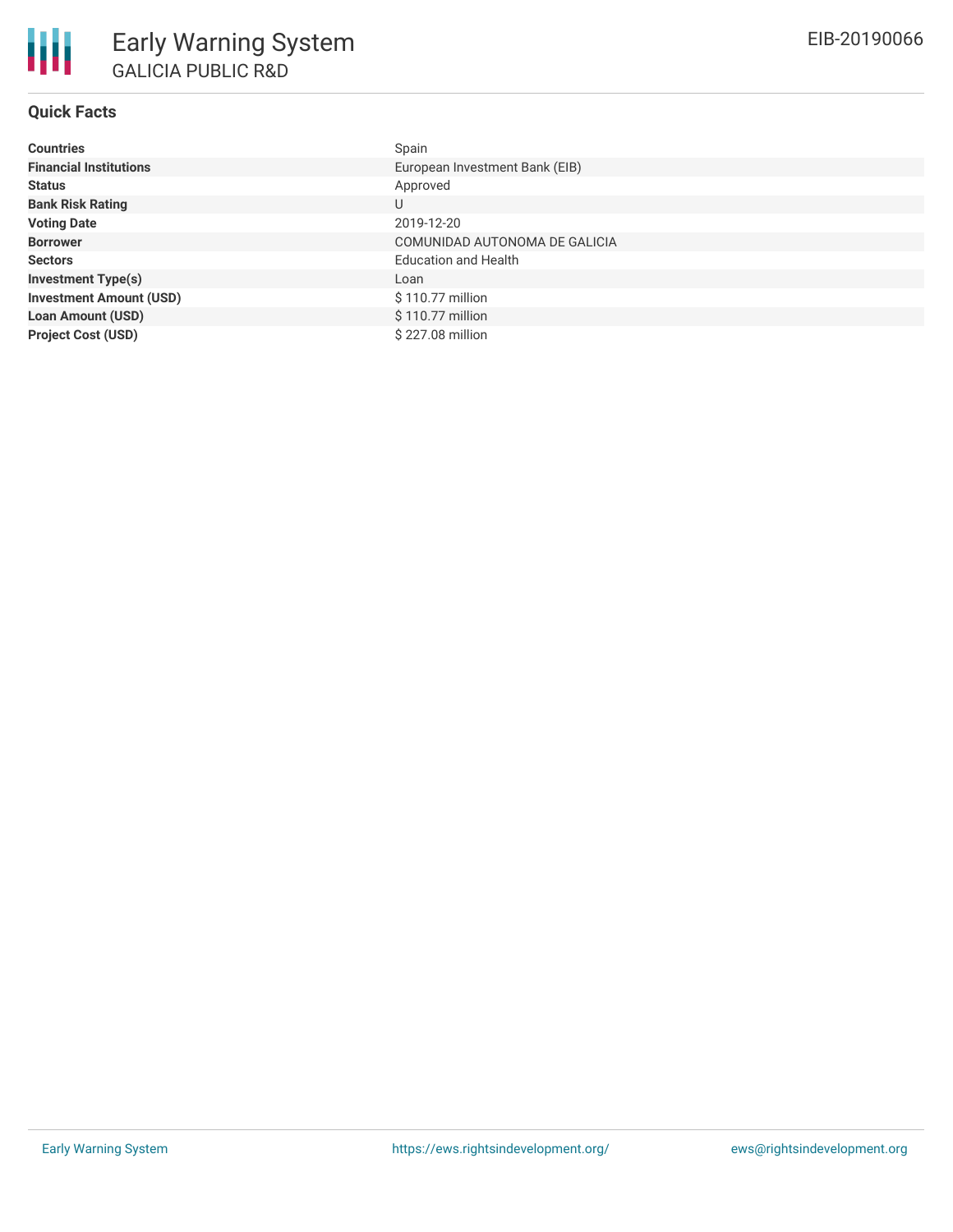## Quick Facts

| | |
|---|---|
| **Countries** | Spain |
| **Financial Institutions** | European Investment Bank (EIB) |
| **Status** | Approved |
| **Bank Risk Rating** | U |
| **Voting Date** | 2019-12-20 |
| **Borrower** | COMUNIDAD AUTONOMA DE GALICIA |
| **Sectors** | Education and Health |
| **Investment Type(s)** | Loan |
| **Investment Amount (USD)** | $ 110.77 million |
| **Loan Amount (USD)** | $ 110.77 million |
| **Project Cost (USD)** | $ 227.08 million |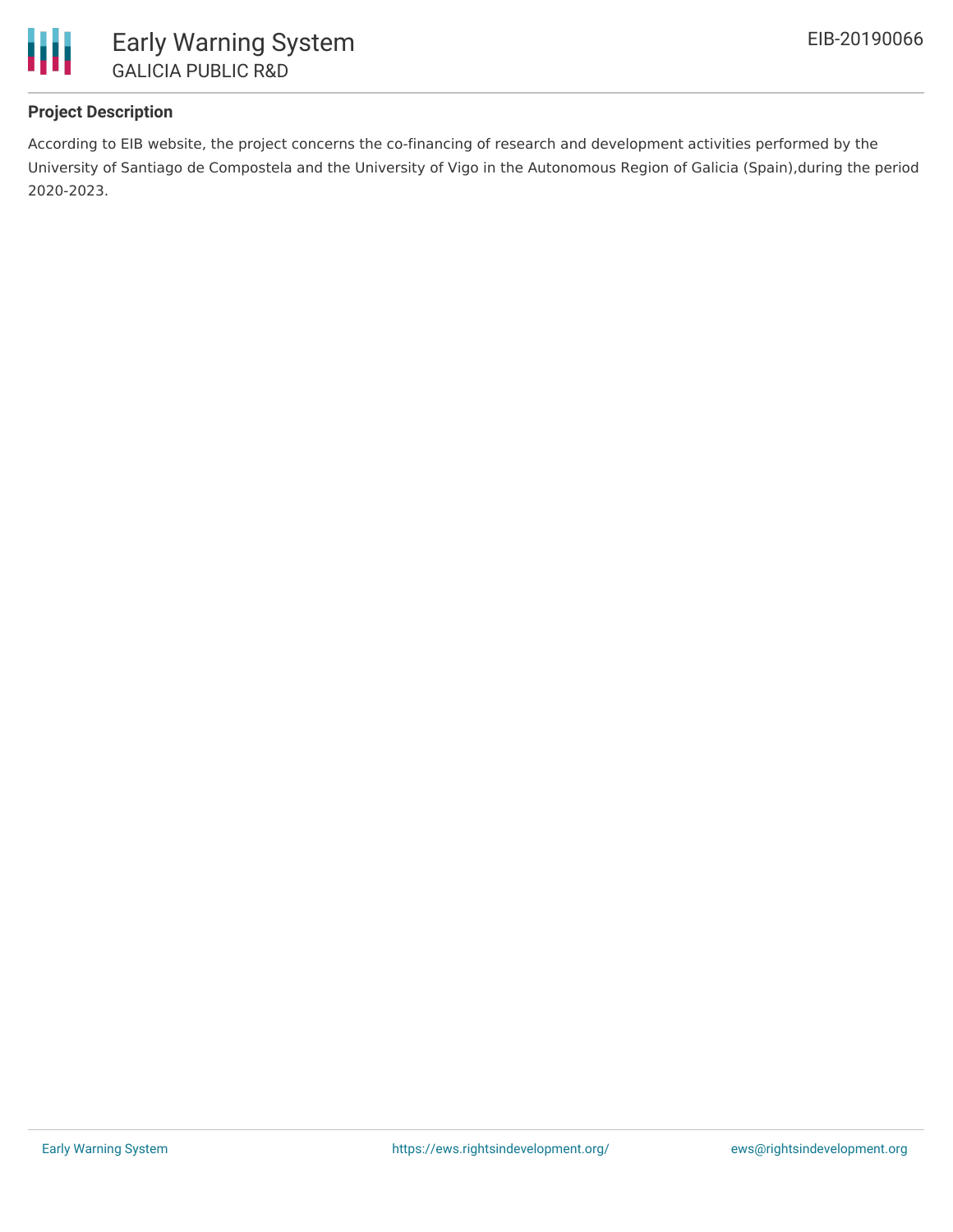## Project Description

According to EIB website, the project concerns the co-financing of research and development activities performed by the University of Santiago de Compostela and the University of Vigo in the Autonomous Region of Galicia (Spain),during the period 2020-2023.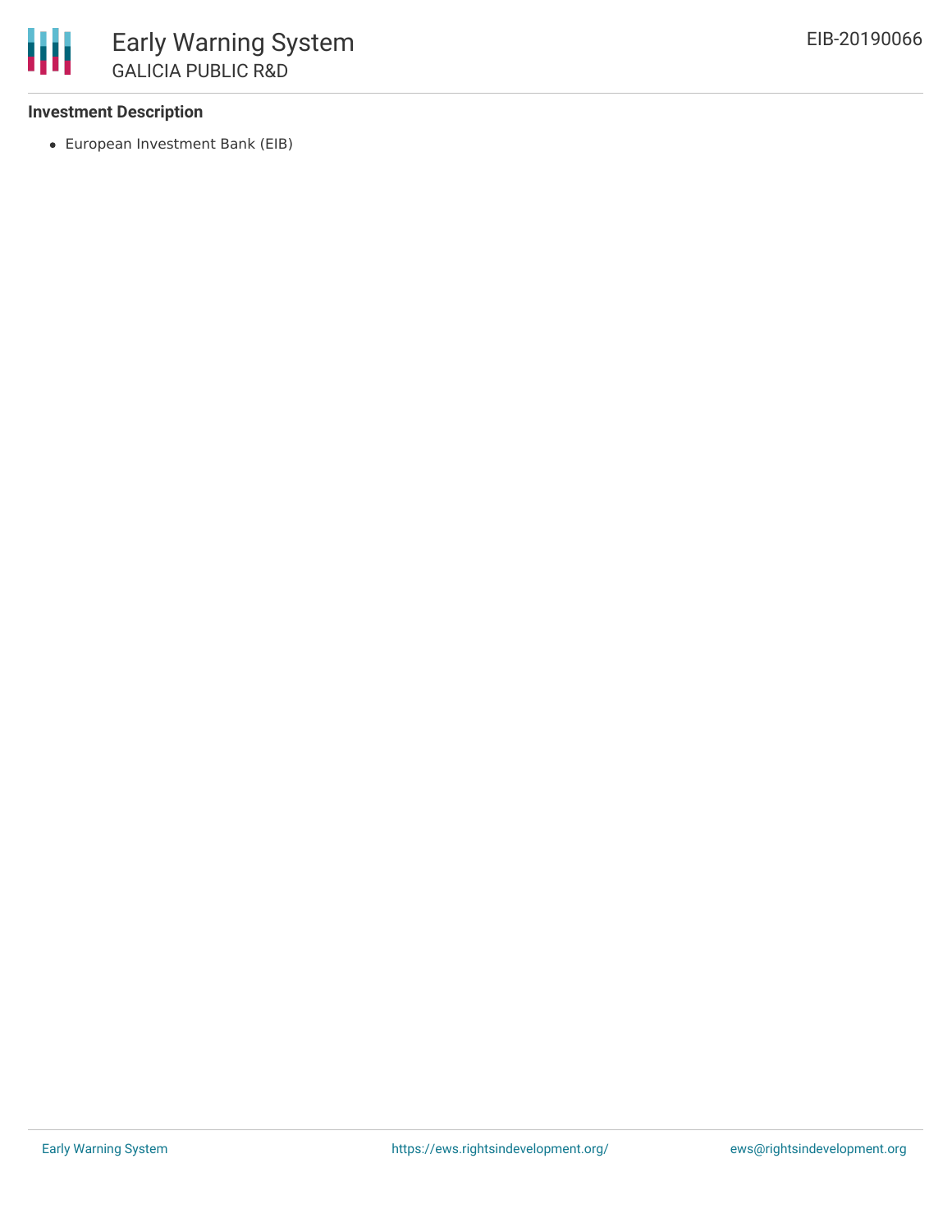**Investment Description**

- European Investment Bank (EIB)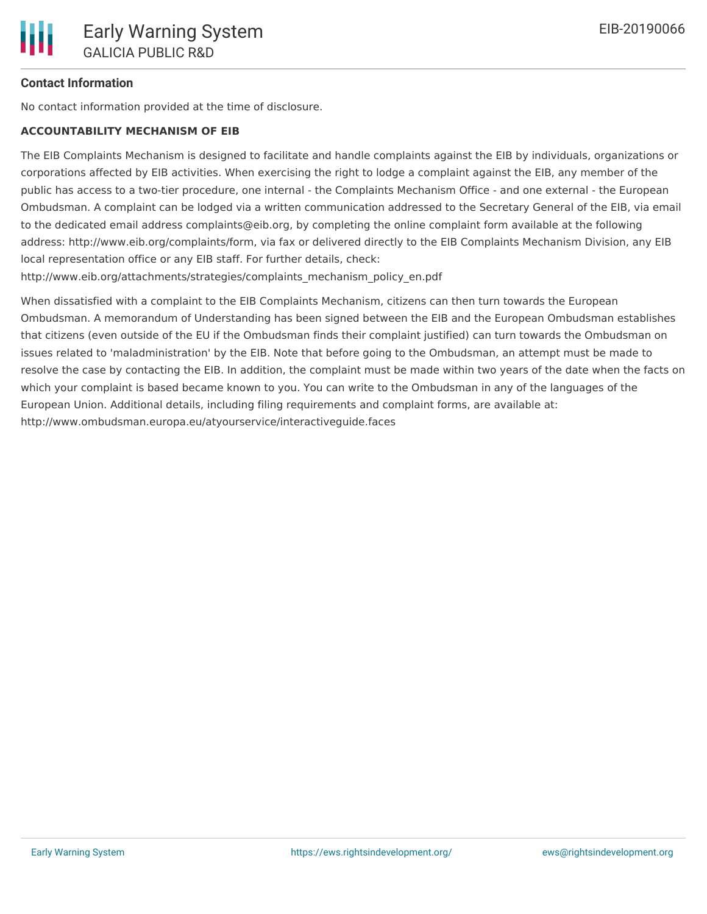### Contact Information

No contact information provided at the time of disclosure.

**ACCOUNTABILITY MECHANISM OF EIB**

The EIB Complaints Mechanism is designed to facilitate and handle complaints against the EIB by individuals, organizations or corporations affected by EIB activities. When exercising the right to lodge a complaint against the EIB, any member of the public has access to a two-tier procedure, one internal - the Complaints Mechanism Office - and one external - the European Ombudsman. A complaint can be lodged via a written communication addressed to the Secretary General of the EIB, via email to the dedicated email address complaints@eib.org, by completing the online complaint form available at the following address: http://www.eib.org/complaints/form, via fax or delivered directly to the EIB Complaints Mechanism Division, any EIB local representation office or any EIB staff. For further details, check: http://www.eib.org/attachments/strategies/complaints_mechanism_policy_en.pdf

When dissatisfied with a complaint to the EIB Complaints Mechanism, citizens can then turn towards the European Ombudsman. A memorandum of Understanding has been signed between the EIB and the European Ombudsman establishes that citizens (even outside of the EU if the Ombudsman finds their complaint justified) can turn towards the Ombudsman on issues related to 'maladministration' by the EIB. Note that before going to the Ombudsman, an attempt must be made to resolve the case by contacting the EIB. In addition, the complaint must be made within two years of the date when the facts on which your complaint is based became known to you. You can write to the Ombudsman in any of the languages of the European Union. Additional details, including filing requirements and complaint forms, are available at: http://www.ombudsman.europa.eu/atyourservice/interactiveguide.faces